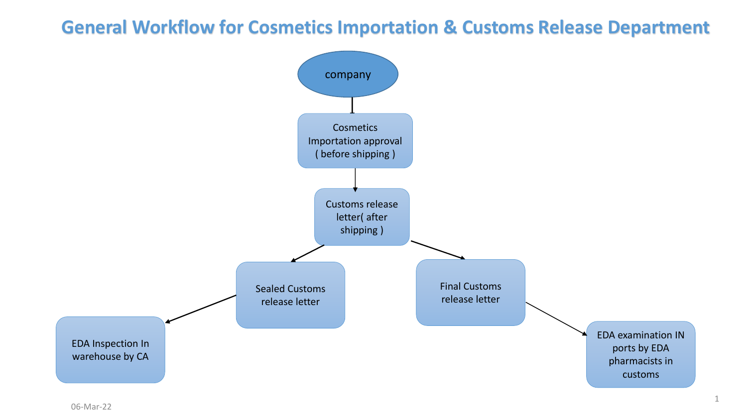# General Workflow for Cosmetics Importation & Customs Release Department

- company
  - Cosmetics Importation approval ( before shipping )
    - Customs release letter( after shipping )
      - Sealed Customs release letter
        - EDA Inspection In warehouse by CA
      - Final Customs release letter
        - EDA examination IN ports by EDA pharmacists in customs

06-Mar-22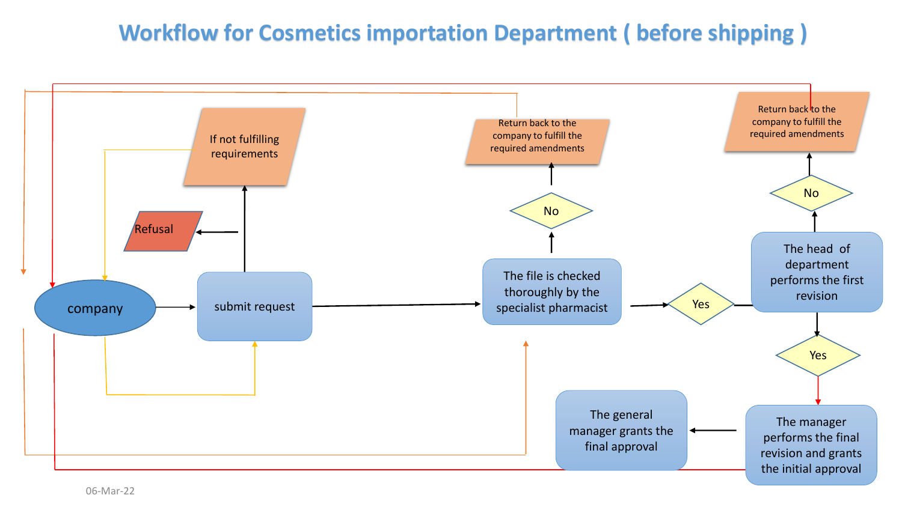# Workflow for Cosmetics importation Department ( before shipping )

company

submit request

Refusal

If not fulfilling requirements

The file is checked thoroughly by the specialist pharmacist

No

Return back to the company to fulfill the required amendments

Yes

The head of department performs the first revision

No

Return back to the company to fulfill the required amendments

Yes

The manager performs the final revision and grants the initial approval

The general manager grants the final approval

06-Mar-22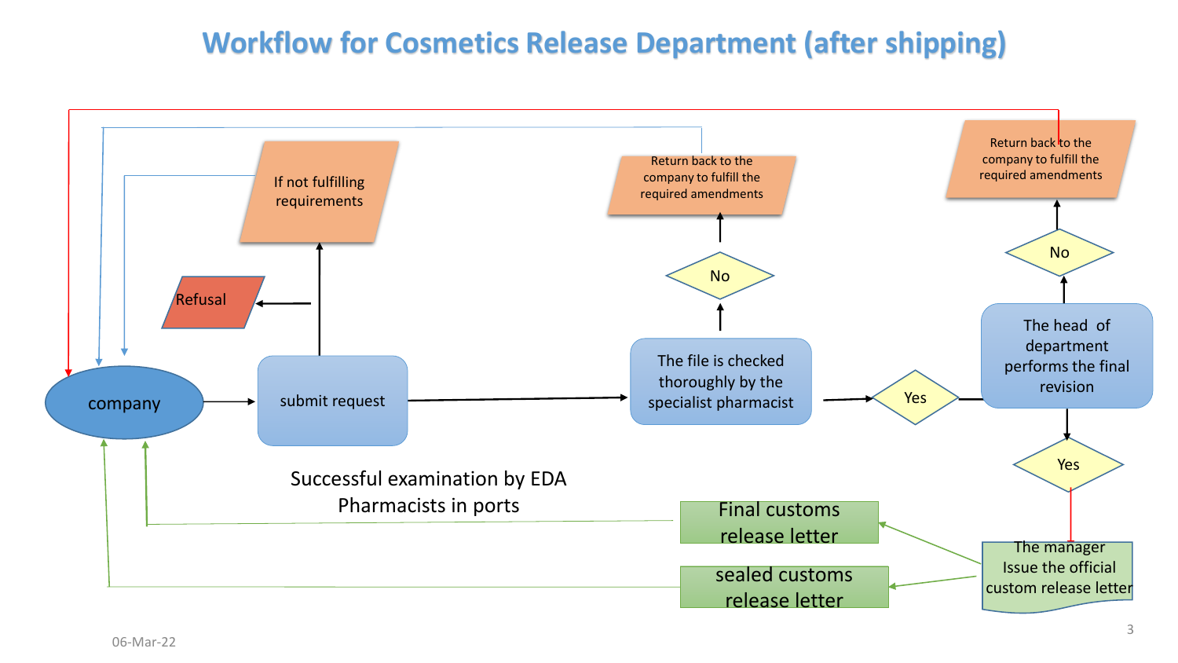# Workflow for Cosmetics Release Department (after shipping)

company

submit request

If not fulfilling requirements

Refusal

The file is checked thorougly by the specialist pharmacist

No

Return back to the company to fulfill the required amendments

Yes

The head of department performs the final revision

No

Return back to the company to fulfill the required amendments

Yes

The manager Issue the official custom release letter

Final customs release letter

sealed customs release letter

Successful examination by EDA Pharmacists in ports

06-Mar-22